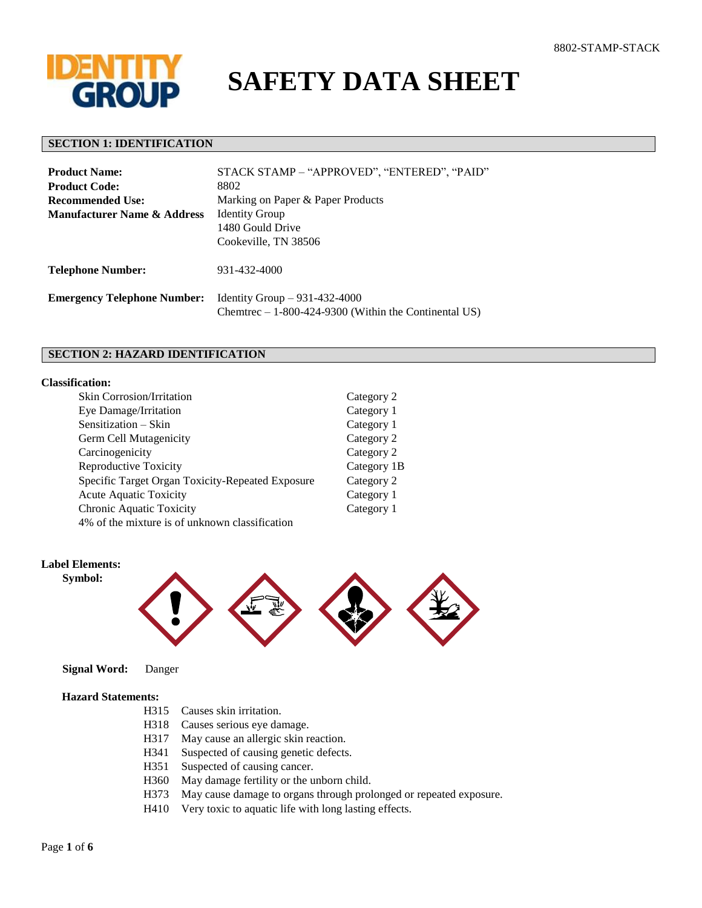# SAFETY DATA SHEET

## SECTION 1: IDENTIFICATION

| | |
|---|---|
| **Product Name:** | STACK STAMP – "APPROVED", "ENTERED", "PAID" |
| **Product Code:** | 8802 |
| **Recommended Use:** | Marking on Paper & Paper Products |
| **Manufacturer Name & Address** | Identity Group<br>1480 Gould Drive<br>Cookeville, TN 38506 |
| **Telephone Number:** | 931-432-4000 |
| **Emergency Telephone Number:** | Identity Group – 931-432-4000<br>Chemtrec – 1-800-424-9300 (Within the Continental US) |

## SECTION 2: HAZARD IDENTIFICATION

**Classification:**

| | |
|---|---|
| Skin Corrosion/Irritation | Category 2 |
| Eye Damage/Irritation | Category 1 |
| Sensitization – Skin | Category 1 |
| Germ Cell Mutagenicity | Category 2 |
| Carcinogenicity | Category 2 |
| Reproductive Toxicity | Category 1B |
| Specific Target Organ Toxicity-Repeated Exposure | Category 2 |
| Acute Aquatic Toxicity | Category 1 |
| Chronic Aquatic Toxicity | Category 1 |

4% of the mixture is of unknown classification

**Label Elements:**

**Symbol:**

**Signal Word:** Danger

**Hazard Statements:**

- H315 Causes skin irritation.
- H318 Causes serious eye damage.
- H317 May cause an allergic skin reaction.
- H341 Suspected of causing genetic defects.
- H351 Suspected of causing cancer.
- H360 May damage fertility or the unborn child.
- H373 May cause damage to organs through prolonged or repeated exposure.
- H410 Very toxic to aquatic life with long lasting effects.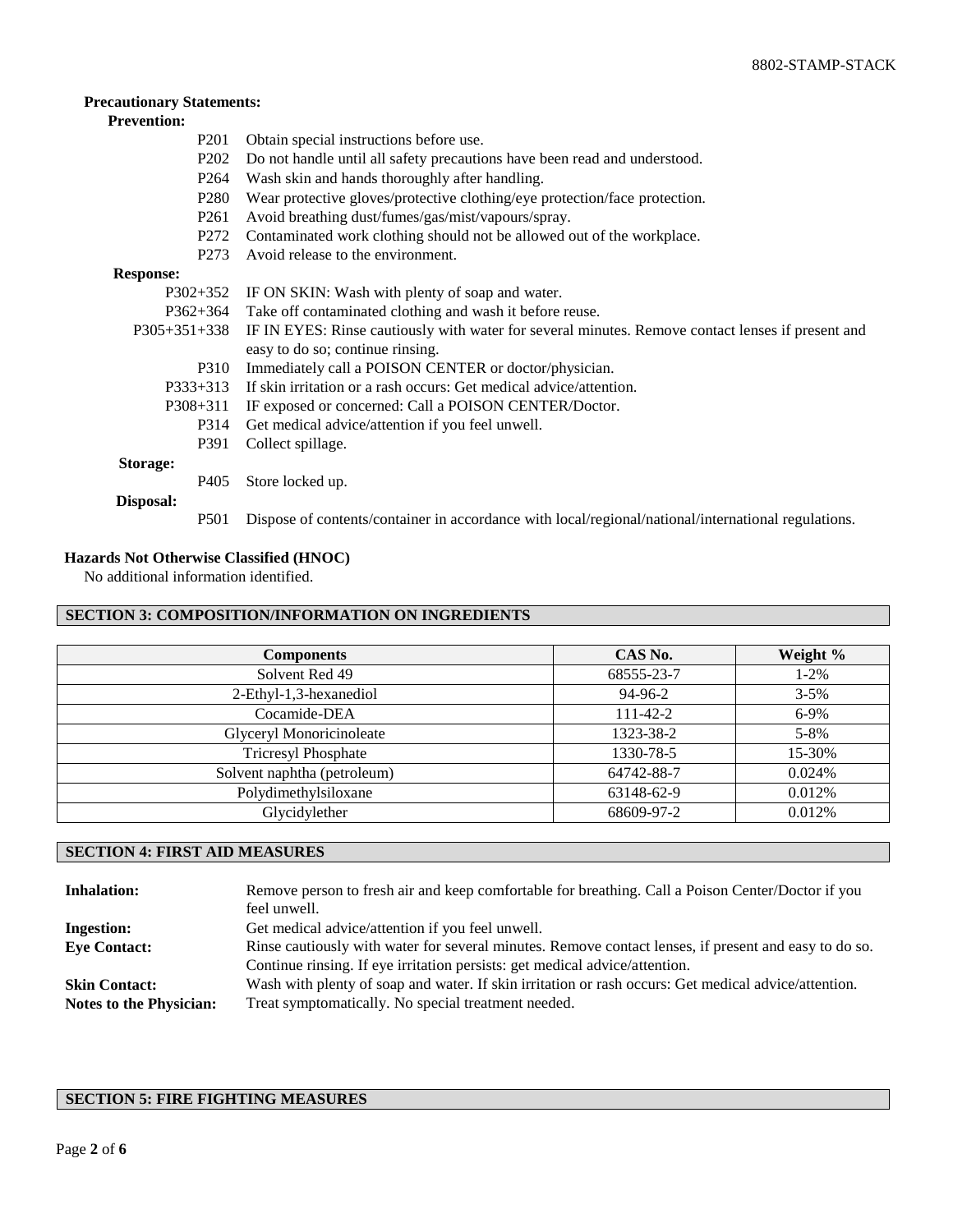**Precautionary Statements:**

**Prevention:**

| | |
|---|---|
| P201 | Obtain special instructions before use. |
| P202 | Do not handle until all safety precautions have been read and understood. |
| P264 | Wash skin and hands thoroughly after handling. |
| P280 | Wear protective gloves/protective clothing/eye protection/face protection. |
| P261 | Avoid breathing dust/fumes/gas/mist/vapours/spray. |
| P272 | Contaminated work clothing should not be allowed out of the workplace. |
| P273 | Avoid release to the environment. |

**Response:**

| | |
|---|---|
| P302+352 | IF ON SKIN: Wash with plenty of soap and water. |
| P362+364 | Take off contaminated clothing and wash it before reuse. |
| P305+351+338 | IF IN EYES: Rinse cautiously with water for several minutes. Remove contact lenses if present and easy to do so; continue rinsing. |
| P310 | Immediately call a POISON CENTER or doctor/physician. |
| P333+313 | If skin irritation or a rash occurs: Get medical advice/attention. |
| P308+311 | IF exposed or concerned: Call a POISON CENTER/Doctor. |
| P314 | Get medical advice/attention if you feel unwell. |
| P391 | Collect spillage. |

**Storage:**

| | |
|---|---|
| P405 | Store locked up. |

**Disposal:**

| | |
|---|---|
| P501 | Dispose of contents/container in accordance with local/regional/national/international regulations. |

**Hazards Not Otherwise Classified (HNOC)**

No additional information identified.

## SECTION 3: COMPOSITION/INFORMATION ON INGREDIENTS

| Components | CAS No. | Weight % |
|---|---|---|
| Solvent Red 49 | 68555-23-7 | 1-2% |
| 2-Ethyl-1,3-hexanediol | 94-96-2 | 3-5% |
| Cocamide-DEA | 111-42-2 | 6-9% |
| Glyceryl Monoricinoleate | 1323-38-2 | 5-8% |
| Tricresyl Phosphate | 1330-78-5 | 15-30% |
| Solvent naphtha (petroleum) | 64742-88-7 | 0.024% |
| Polydimethylsiloxane | 63148-62-9 | 0.012% |
| Glycidylether | 68609-97-2 | 0.012% |

## SECTION 4: FIRST AID MEASURES

| | |
|---|---|
| **Inhalation:** | Remove person to fresh air and keep comfortable for breathing. Call a Poison Center/Doctor if you feel unwell. |
| **Ingestion:** | Get medical advice/attention if you feel unwell. |
| **Eye Contact:** | Rinse cautiously with water for several minutes. Remove contact lenses, if present and easy to do so. Continue rinsing. If eye irritation persists: get medical advice/attention. |
| **Skin Contact:** | Wash with plenty of soap and water. If skin irritation or rash occurs: Get medical advice/attention. |
| **Notes to the Physician:** | Treat symptomatically. No special treatment needed. |

## SECTION 5: FIRE FIGHTING MEASURES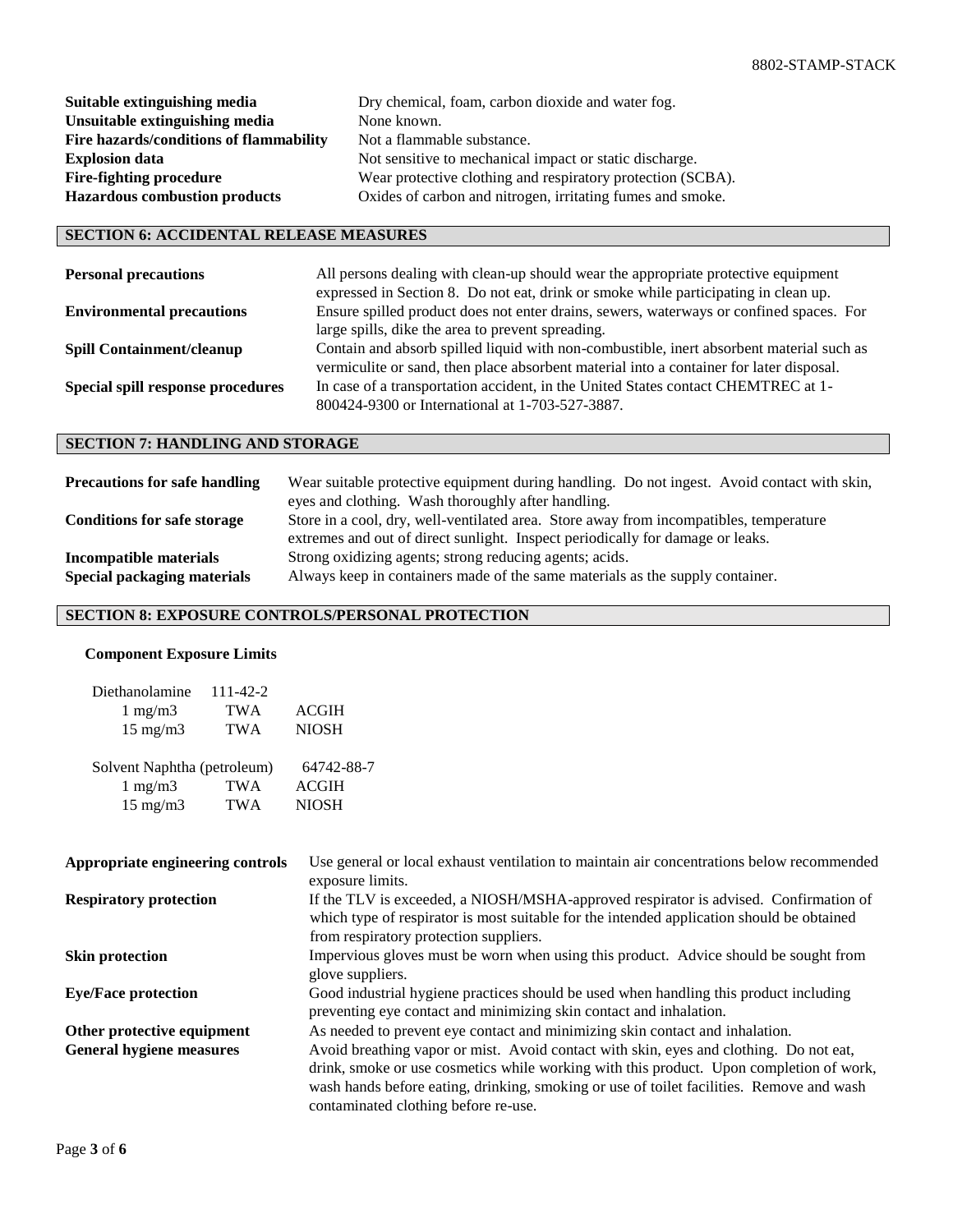| | |
|---|---|
| **Suitable extinguishing media** | Dry chemical, foam, carbon dioxide and water fog. |
| **Unsuitable extinguishing media** | None known. |
| **Fire hazards/conditions of flammability** | Not a flammable substance. |
| **Explosion data** | Not sensitive to mechanical impact or static discharge. |
| **Fire-fighting procedure** | Wear protective clothing and respiratory protection (SCBA). |
| **Hazardous combustion products** | Oxides of carbon and nitrogen, irritating fumes and smoke. |

## SECTION 6: ACCIDENTAL RELEASE MEASURES

| | |
|---|---|
| **Personal precautions** | All persons dealing with clean-up should wear the appropriate protective equipment expressed in Section 8. Do not eat, drink or smoke while participating in clean up. |
| **Environmental precautions** | Ensure spilled product does not enter drains, sewers, waterways or confined spaces. For large spills, dike the area to prevent spreading. |
| **Spill Containment/cleanup** | Contain and absorb spilled liquid with non-combustible, inert absorbent material such as vermiculite or sand, then place absorbent material into a container for later disposal. |
| **Special spill response procedures** | In case of a transportation accident, in the United States contact CHEMTREC at 1-800424-9300 or International at 1-703-527-3887. |

## SECTION 7: HANDLING AND STORAGE

| | |
|---|---|
| **Precautions for safe handling** | Wear suitable protective equipment during handling. Do not ingest. Avoid contact with skin, eyes and clothing. Wash thoroughly after handling. |
| **Conditions for safe storage** | Store in a cool, dry, well-ventilated area. Store away from incompatibles, temperature extremes and out of direct sunlight. Inspect periodically for damage or leaks. |
| **Incompatible materials** | Strong oxidizing agents; strong reducing agents; acids. |
| **Special packaging materials** | Always keep in containers made of the same materials as the supply container. |

## SECTION 8: EXPOSURE CONTROLS/PERSONAL PROTECTION

**Component Exposure Limits**

| Diethanolamine | 111-42-2 | |
|---|---|---|
| 1 mg/m3 | TWA | ACGIH |
| 15 mg/m3 | TWA | NIOSH |

| Solvent Naphtha (petroleum) | | 64742-88-7 |
|---|---|---|
| 1 mg/m3 | TWA | ACGIH |
| 15 mg/m3 | TWA | NIOSH |

| | |
|---|---|
| **Appropriate engineering controls** | Use general or local exhaust ventilation to maintain air concentrations below recommended exposure limits. |
| **Respiratory protection** | If the TLV is exceeded, a NIOSH/MSHA-approved respirator is advised. Confirmation of which type of respirator is most suitable for the intended application should be obtained from respiratory protection suppliers. |
| **Skin protection** | Impervious gloves must be worn when using this product. Advice should be sought from glove suppliers. |
| **Eye/Face protection** | Good industrial hygiene practices should be used when handling this product including preventing eye contact and minimizing skin contact and inhalation. |
| **Other protective equipment** | As needed to prevent eye contact and minimizing skin contact and inhalation. |
| **General hygiene measures** | Avoid breathing vapor or mist. Avoid contact with skin, eyes and clothing. Do not eat, drink, smoke or use cosmetics while working with this product. Upon completion of work, wash hands before eating, drinking, smoking or use of toilet facilities. Remove and wash contaminated clothing before re-use. |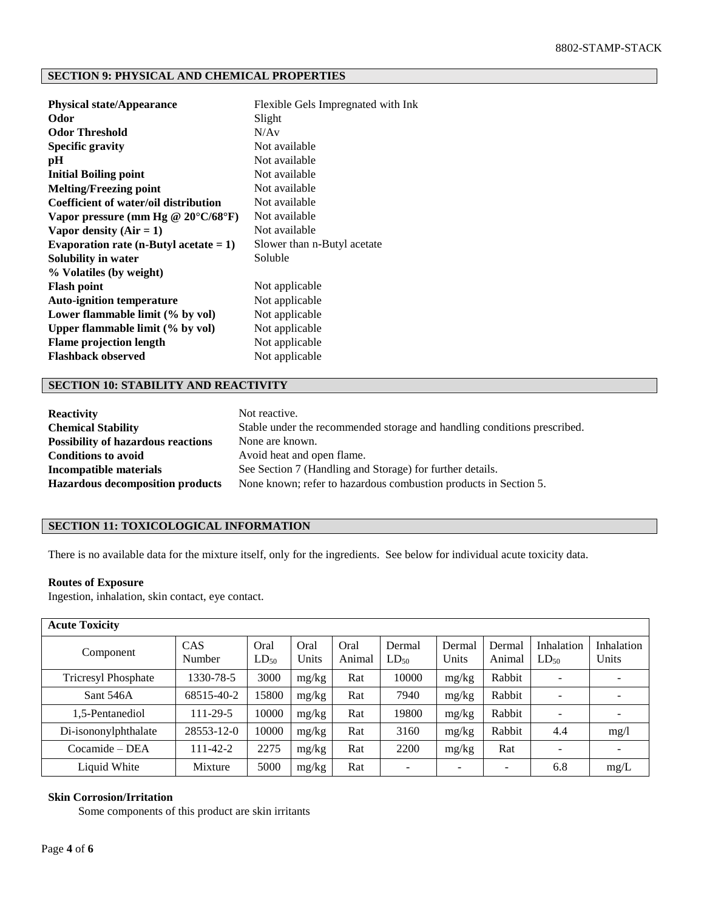## SECTION 9: PHYSICAL AND CHEMICAL PROPERTIES

| | |
|---|---|
| **Physical state/Appearance** | Flexible Gels Impregnated with Ink |
| **Odor** | Slight |
| **Odor Threshold** | N/Av |
| **Specific gravity** | Not available |
| **pH** | Not available |
| **Initial Boiling point** | Not available |
| **Melting/Freezing point** | Not available |
| **Coefficient of water/oil distribution** | Not available |
| **Vapor pressure (mm Hg @ 20°C/68°F)** | Not available |
| **Vapor density (Air = 1)** | Not available |
| **Evaporation rate (n-Butyl acetate = 1)** | Slower than n-Butyl acetate |
| **Solubility in water** | Soluble |
| **% Volatiles (by weight)** | |
| **Flash point** | Not applicable |
| **Auto-ignition temperature** | Not applicable |
| **Lower flammable limit (% by vol)** | Not applicable |
| **Upper flammable limit (% by vol)** | Not applicable |
| **Flame projection length** | Not applicable |
| **Flashback observed** | Not applicable |

## SECTION 10: STABILITY AND REACTIVITY

| | |
|---|---|
| **Reactivity** | Not reactive. |
| **Chemical Stability** | Stable under the recommended storage and handling conditions prescribed. |
| **Possibility of hazardous reactions** | None are known. |
| **Conditions to avoid** | Avoid heat and open flame. |
| **Incompatible materials** | See Section 7 (Handling and Storage) for further details. |
| **Hazardous decomposition products** | None known; refer to hazardous combustion products in Section 5. |

## SECTION 11: TOXICOLOGICAL INFORMATION

There is no available data for the mixture itself, only for the ingredients. See below for individual acute toxicity data.

**Routes of Exposure**

Ingestion, inhalation, skin contact, eye contact.

**Acute Toxicity**

| Component | CAS Number | Oral $LD_{50}$ | Oral Units | Oral Animal | Dermal $LD_{50}$ | Dermal Units | Dermal Animal | Inhalation $LD_{50}$ | Inhalation Units |
|---|---|---|---|---|---|---|---|---|---|
| Tricresyl Phosphate | 1330-78-5 | 3000 | mg/kg | Rat | 10000 | mg/kg | Rabbit | - | - |
| Sant 546A | 68515-40-2 | 15800 | mg/kg | Rat | 7940 | mg/kg | Rabbit | - | - |
| 1,5-Pentanediol | 111-29-5 | 10000 | mg/kg | Rat | 19800 | mg/kg | Rabbit | - | - |
| Di-isononylphthalate | 28553-12-0 | 10000 | mg/kg | Rat | 3160 | mg/kg | Rabbit | 4.4 | mg/l |
| Cocamide – DEA | 111-42-2 | 2275 | mg/kg | Rat | 2200 | mg/kg | Rat | - | - |
| Liquid White | Mixture | 5000 | mg/kg | Rat | - | - | - | 6.8 | mg/L |

**Skin Corrosion/Irritation**

Some components of this product are skin irritants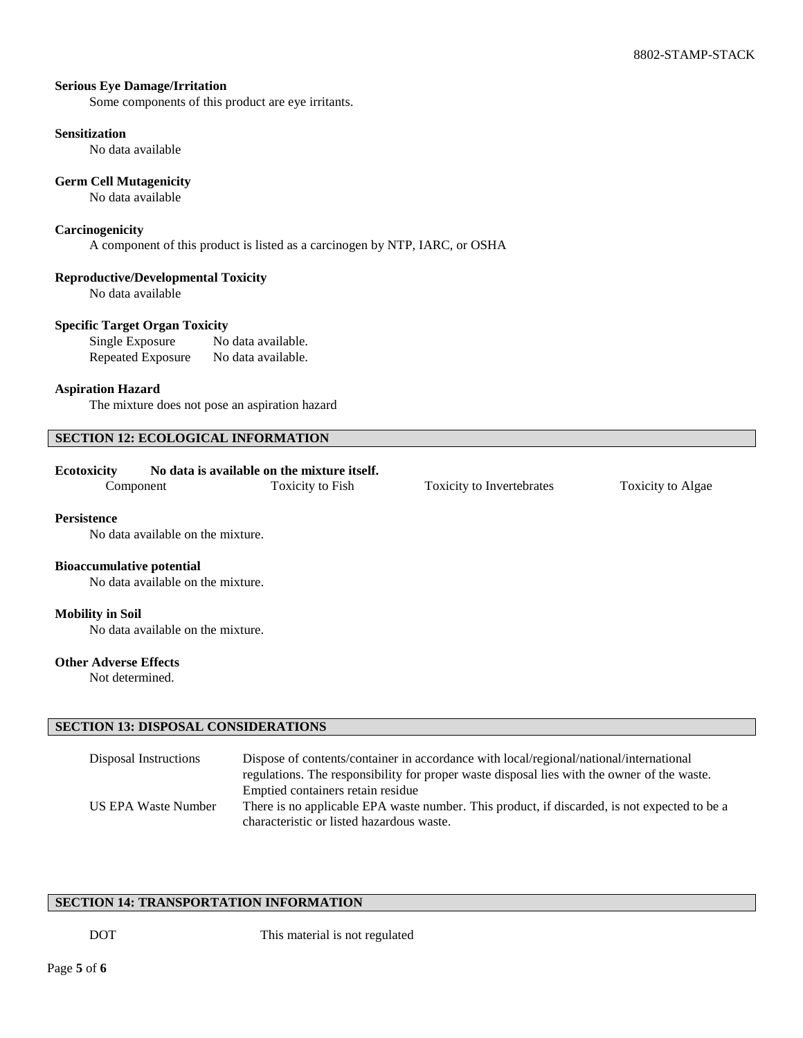**Serious Eye Damage/Irritation**

Some components of this product are eye irritants.

**Sensitization**

No data available

**Germ Cell Mutagenicity**

No data available

**Carcinogenicity**

A component of this product is listed as a carcinogen by NTP, IARC, or OSHA

**Reproductive/Developmental Toxicity**

No data available

**Specific Target Organ Toxicity**

| | |
|---|---|
| Single Exposure | No data available. |
| Repeated Exposure | No data available. |

**Aspiration Hazard**

The mixture does not pose an aspiration hazard

## SECTION 12: ECOLOGICAL INFORMATION

**Ecotoxicity** **No data is available on the mixture itself.**

| Component | Toxicity to Fish | Toxicity to Invertebrates | Toxicity to Algae |
|---|---|---|---|

**Persistence**

No data available on the mixture.

**Bioaccumulative potential**

No data available on the mixture.

**Mobility in Soil**

No data available on the mixture.

**Other Adverse Effects**

Not determined.

## SECTION 13: DISPOSAL CONSIDERATIONS

| | |
|---|---|
| Disposal Instructions | Dispose of contents/container in accordance with local/regional/national/international regulations. The responsibility for proper waste disposal lies with the owner of the waste. Emptied containers retain residue |
| US EPA Waste Number | There is no applicable EPA waste number. This product, if discarded, is not expected to be a characteristic or listed hazardous waste. |

## SECTION 14: TRANSPORTATION INFORMATION

| | |
|---|---|
| DOT | This material is not regulated |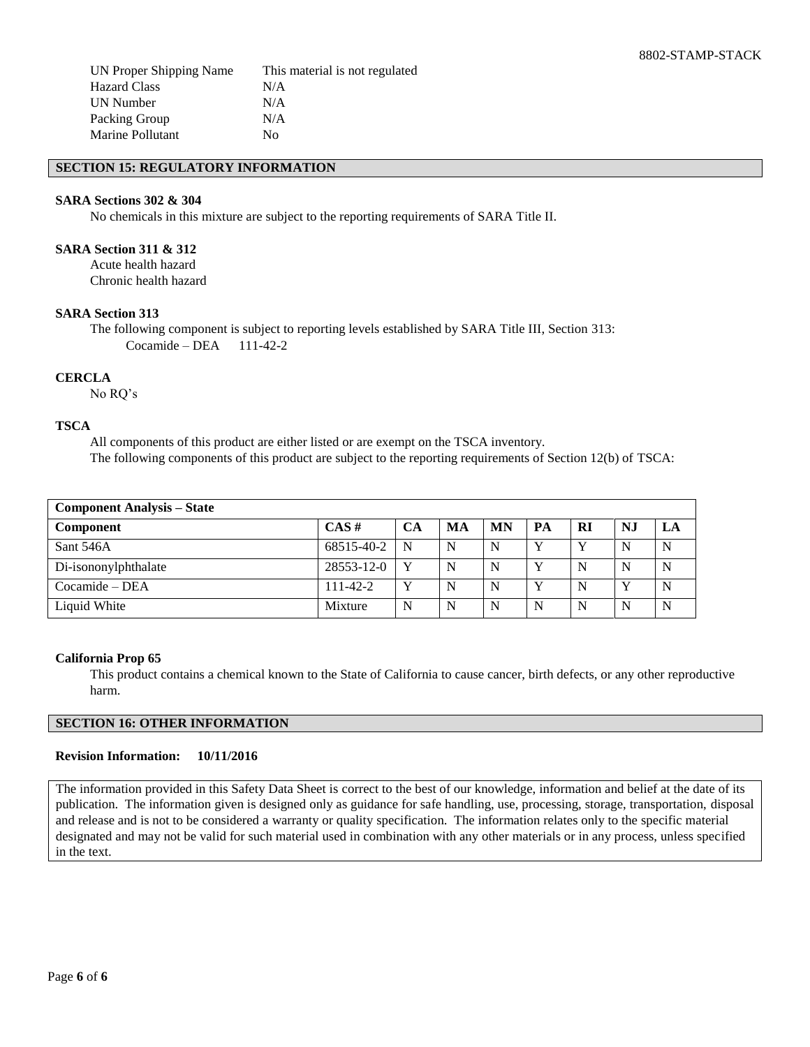| | |
|---|---|
| UN Proper Shipping Name | This material is not regulated |
| Hazard Class | N/A |
| UN Number | N/A |
| Packing Group | N/A |
| Marine Pollutant | No |

## SECTION 15: REGULATORY INFORMATION

**SARA Sections 302 & 304**

No chemicals in this mixture are subject to the reporting requirements of SARA Title II.

**SARA Section 311 & 312**

Acute health hazard
Chronic health hazard

**SARA Section 313**

The following component is subject to reporting levels established by SARA Title III, Section 313:
Cocamide – DEA 111-42-2

**CERCLA**

No RQ's

**TSCA**

All components of this product are either listed or are exempt on the TSCA inventory.
The following components of this product are subject to the reporting requirements of Section 12(b) of TSCA:

| **Component Analysis – State** | | | | | | | | |
|---|---|---|---|---|---|---|---|---|
| **Component** | **CAS #** | **CA** | **MA** | **MN** | **PA** | **RI** | **NJ** | **LA** |
| Sant 546A | 68515-40-2 | N | N | N | Y | Y | N | N |
| Di-isononylphthalate | 28553-12-0 | Y | N | N | Y | N | N | N |
| Cocamide – DEA | 111-42-2 | Y | N | N | Y | N | Y | N |
| Liquid White | Mixture | N | N | N | N | N | N | N |

**California Prop 65**

This product contains a chemical known to the State of California to cause cancer, birth defects, or any other reproductive harm.

## SECTION 16: OTHER INFORMATION

**Revision Information: 10/11/2016**

The information provided in this Safety Data Sheet is correct to the best of our knowledge, information and belief at the date of its publication. The information given is designed only as guidance for safe handling, use, processing, storage, transportation, disposal and release and is not to be considered a warranty or quality specification. The information relates only to the specific material designated and may not be valid for such material used in combination with any other materials or in any process, unless specified in the text.